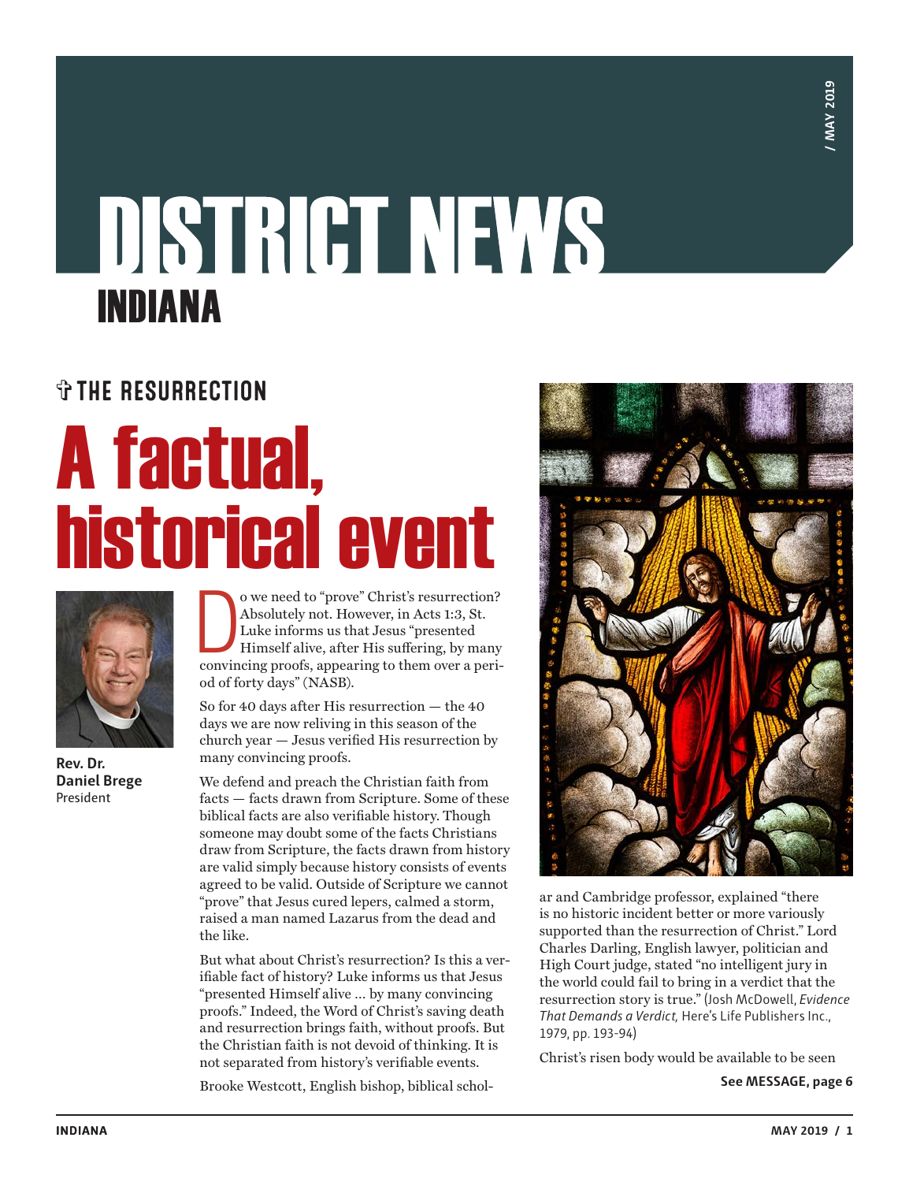# DISTRICT NEWS
## INDIANA

### ✞ THE RESURRECTION

# A factual, historical event

**Rev. Dr. Daniel Brege**
President

Do we need to "prove" Christ's resurrection? Absolutely not. However, in Acts 1:3, St. Luke informs us that Jesus "presented Himself alive, after His suffering, by many convincing proofs, appearing to them over a period of forty days" (NASB).

So for 40 days after His resurrection — the 40 days we are now reliving in this season of the church year — Jesus verified His resurrection by many convincing proofs.

We defend and preach the Christian faith from facts — facts drawn from Scripture. Some of these biblical facts are also verifiable history. Though someone may doubt some of the facts Christians draw from Scripture, the facts drawn from history are valid simply because history consists of events agreed to be valid. Outside of Scripture we cannot "prove" that Jesus cured lepers, calmed a storm, raised a man named Lazarus from the dead and the like.

But what about Christ's resurrection? Is this a verifiable fact of history? Luke informs us that Jesus "presented Himself alive … by many convincing proofs." Indeed, the Word of Christ's saving death and resurrection brings faith, without proofs. But the Christian faith is not devoid of thinking. It is not separated from history's verifiable events.

Brooke Westcott, English bishop, biblical scholar and Cambridge professor, explained "there is no historic incident better or more variously supported than the resurrection of Christ." Lord Charles Darling, English lawyer, politician and High Court judge, stated "no intelligent jury in the world could fail to bring in a verdict that the resurrection story is true." (Josh McDowell, *Evidence That Demands a Verdict,* Here's Life Publishers Inc., 1979, pp. 193-94)

Christ's risen body would be available to be seen

**See MESSAGE, page 6**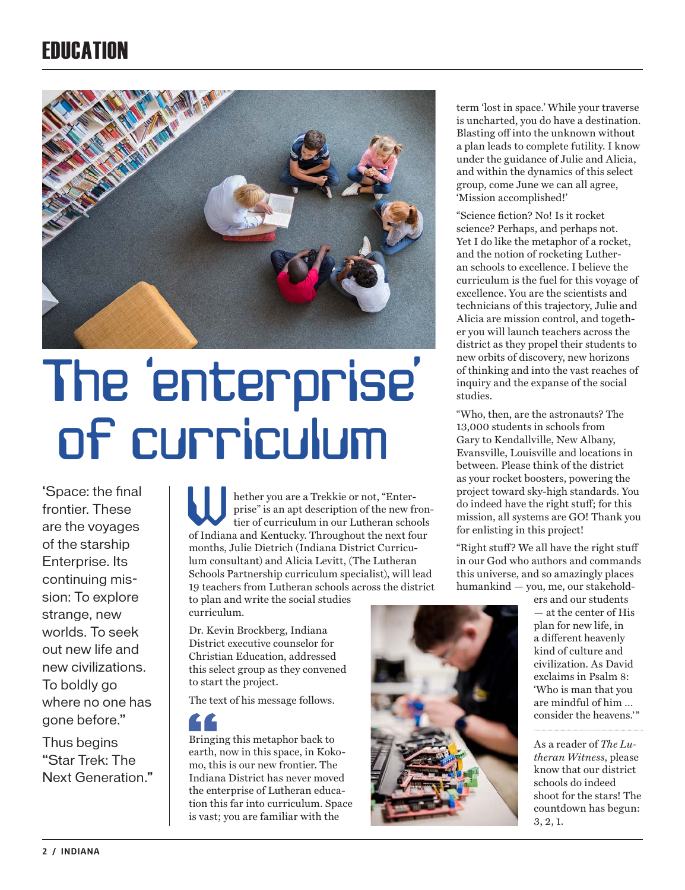# The 'enterprise' of curriculum

'Space: the final frontier. These are the voyages of the starship Enterprise. Its continuing mission: To explore strange, new worlds. To seek out new life and new civilizations. To boldly go where no one has gone before."

Thus begins "Star Trek: The Next Generation."

Whether you are a Trekkie or not, "Enterprise" is an apt description of the new frontier of curriculum in our Lutheran schools of Indiana and Kentucky. Throughout the next four months, Julie Dietrich (Indiana District Curriculum consultant) and Alicia Levitt, (The Lutheran Schools Partnership curriculum specialist), will lead 19 teachers from Lutheran schools across the district to plan and write the social studies curriculum.

Dr. Kevin Brockberg, Indiana District executive counselor for Christian Education, addressed this select group as they convened to start the project.

The text of his message follows.

"Bringing this metaphor back to earth, now in this space, in Kokomo, this is our new frontier. The Indiana District has never moved the enterprise of Lutheran education this far into curriculum. Space is vast; you are familiar with the term 'lost in space.' While your traverse is uncharted, you do have a destination. Blasting off into the unknown without a plan leads to complete futility. I know under the guidance of Julie and Alicia, and within the dynamics of this select group, come June we can all agree, 'Mission accomplished!'

"Science fiction? No! Is it rocket science? Perhaps, and perhaps not. Yet I do like the metaphor of a rocket, and the notion of rocketing Lutheran schools to excellence. I believe the curriculum is the fuel for this voyage of excellence. You are the scientists and technicians of this trajectory, Julie and Alicia are mission control, and together you will launch teachers across the district as they propel their students to new orbits of discovery, new horizons of thinking and into the vast reaches of inquiry and the expanse of the social studies.

"Who, then, are the astronauts? The 13,000 students in schools from Gary to Kendallville, New Albany, Evansville, Louisville and locations in between. Please think of the district as your rocket boosters, powering the project toward sky-high standards. You do indeed have the right stuff; for this mission, all systems are GO! Thank you for enlisting in this project!

"Right stuff? We all have the right stuff in our God who authors and commands this universe, and so amazingly places humankind — you, me, our stakeholders and our students — at the center of His plan for new life, in a different heavenly kind of culture and civilization. As David exclaims in Psalm 8: 'Who is man that you are mindful of him … consider the heavens.'"

As a reader of *The Lutheran Witness*, please know that our district schools do indeed shoot for the stars! The countdown has begun: 3, 2, 1.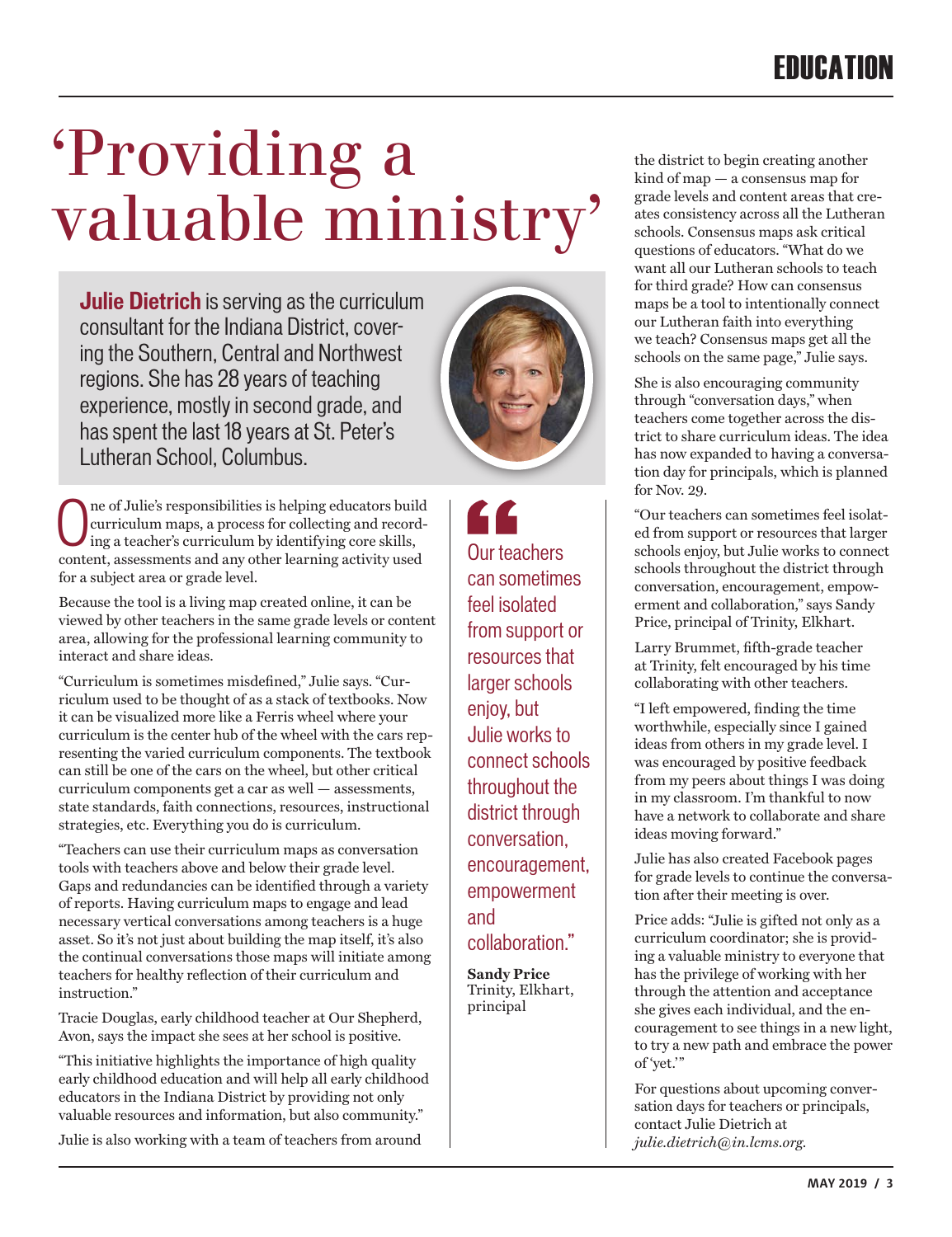# 'Providing a valuable ministry'

**Julie Dietrich** is serving as the curriculum consultant for the Indiana District, covering the Southern, Central and Northwest regions. She has 28 years of teaching experience, mostly in second grade, and has spent the last 18 years at St. Peter's Lutheran School, Columbus.

One of Julie's responsibilities is helping educators build curriculum maps, a process for collecting and recording a teacher's curriculum by identifying core skills, content, assessments and any other learning activity used for a subject area or grade level.

Because the tool is a living map created online, it can be viewed by other teachers in the same grade levels or content area, allowing for the professional learning community to interact and share ideas.

"Curriculum is sometimes misdefined," Julie says. "Curriculum used to be thought of as a stack of textbooks. Now it can be visualized more like a Ferris wheel where your curriculum is the center hub of the wheel with the cars representing the varied curriculum components. The textbook can still be one of the cars on the wheel, but other critical curriculum components get a car as well — assessments, state standards, faith connections, resources, instructional strategies, etc. Everything you do is curriculum.

"Teachers can use their curriculum maps as conversation tools with teachers above and below their grade level. Gaps and redundancies can be identified through a variety of reports. Having curriculum maps to engage and lead necessary vertical conversations among teachers is a huge asset. So it's not just about building the map itself, it's also the continual conversations those maps will initiate among teachers for healthy reflection of their curriculum and instruction."

Tracie Douglas, early childhood teacher at Our Shepherd, Avon, says the impact she sees at her school is positive.

"This initiative highlights the importance of high quality early childhood education and will help all early childhood educators in the Indiana District by providing not only valuable resources and information, but also community."

> "Our teachers can sometimes feel isolated from support or resources that larger schools enjoy, but Julie works to connect schools throughout the district through conversation, encouragement, empowerment and collaboration."
>
> **Sandy Price**
> Trinity, Elkhart, principal

Julie is also working with a team of teachers from around the district to begin creating another kind of map — a consensus map for grade levels and content areas that creates consistency across all the Lutheran schools. Consensus maps ask critical questions of educators. "What do we want all our Lutheran schools to teach for third grade? How can consensus maps be a tool to intentionally connect our Lutheran faith into everything we teach? Consensus maps get all the schools on the same page," Julie says.

She is also encouraging community through "conversation days," when teachers come together across the district to share curriculum ideas. The idea has now expanded to having a conversation day for principals, which is planned for Nov. 29.

"Our teachers can sometimes feel isolated from support or resources that larger schools enjoy, but Julie works to connect schools throughout the district through conversation, encouragement, empowerment and collaboration," says Sandy Price, principal of Trinity, Elkhart.

Larry Brummet, fifth-grade teacher at Trinity, felt encouraged by his time collaborating with other teachers.

"I left empowered, finding the time worthwhile, especially since I gained ideas from others in my grade level. I was encouraged by positive feedback from my peers about things I was doing in my classroom. I'm thankful to now have a network to collaborate and share ideas moving forward."

Julie has also created Facebook pages for grade levels to continue the conversation after their meeting is over.

Price adds: "Julie is gifted not only as a curriculum coordinator; she is providing a valuable ministry to everyone that has the privilege of working with her through the attention and acceptance she gives each individual, and the encouragement to see things in a new light, to try a new path and embrace the power of 'yet.'"

For questions about upcoming conversation days for teachers or principals, contact Julie Dietrich at *julie.dietrich@in.lcms.org.*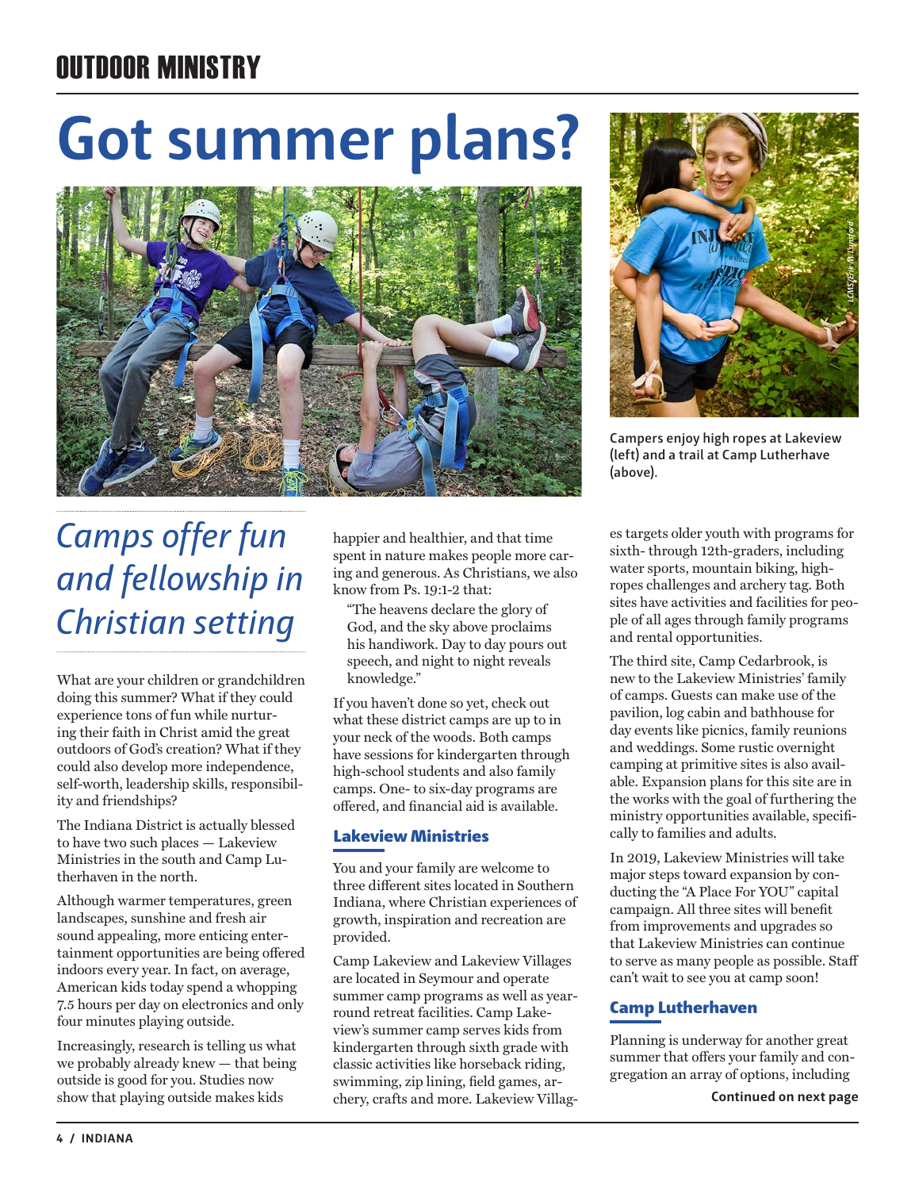# Got summer plans?

Campers enjoy high ropes at Lakeview (left) and a trail at Camp Lutherhave (above).

## *Camps offer fun and fellowship in Christian setting*

What are your children or grandchildren doing this summer? What if they could experience tons of fun while nurturing their faith in Christ amid the great outdoors of God's creation? What if they could also develop more independence, self-worth, leadership skills, responsibility and friendships?

The Indiana District is actually blessed to have two such places — Lakeview Ministries in the south and Camp Lutherhaven in the north.

Although warmer temperatures, green landscapes, sunshine and fresh air sound appealing, more enticing entertainment opportunities are being offered indoors every year. In fact, on average, American kids today spend a whopping 7.5 hours per day on electronics and only four minutes playing outside.

Increasingly, research is telling us what we probably already knew — that being outside is good for you. Studies now show that playing outside makes kids happier and healthier, and that time spent in nature makes people more caring and generous. As Christians, we also know from Ps. 19:1-2 that:

> "The heavens declare the glory of God, and the sky above proclaims his handiwork. Day to day pours out speech, and night to night reveals knowledge."

If you haven't done so yet, check out what these district camps are up to in your neck of the woods. Both camps have sessions for kindergarten through high-school students and also family camps. One- to six-day programs are offered, and financial aid is available.

### Lakeview Ministries

You and your family are welcome to three different sites located in Southern Indiana, where Christian experiences of growth, inspiration and recreation are provided.

Camp Lakeview and Lakeview Villages are located in Seymour and operate summer camp programs as well as year-round retreat facilities. Camp Lakeview's summer camp serves kids from kindergarten through sixth grade with classic activities like horseback riding, swimming, zip lining, field games, archery, crafts and more. Lakeview Villages targets older youth with programs for sixth- through 12th-graders, including water sports, mountain biking, high-ropes challenges and archery tag. Both sites have activities and facilities for people of all ages through family programs and rental opportunities.

The third site, Camp Cedarbrook, is new to the Lakeview Ministries' family of camps. Guests can make use of the pavilion, log cabin and bathhouse for day events like picnics, family reunions and weddings. Some rustic overnight camping at primitive sites is also available. Expansion plans for this site are in the works with the goal of furthering the ministry opportunities available, specifically to families and adults.

In 2019, Lakeview Ministries will take major steps toward expansion by conducting the "A Place For YOU" capital campaign. All three sites will benefit from improvements and upgrades so that Lakeview Ministries can continue to serve as many people as possible. Staff can't wait to see you at camp soon!

### Camp Lutherhaven

Planning is underway for another great summer that offers your family and congregation an array of options, including

**Continued on next page**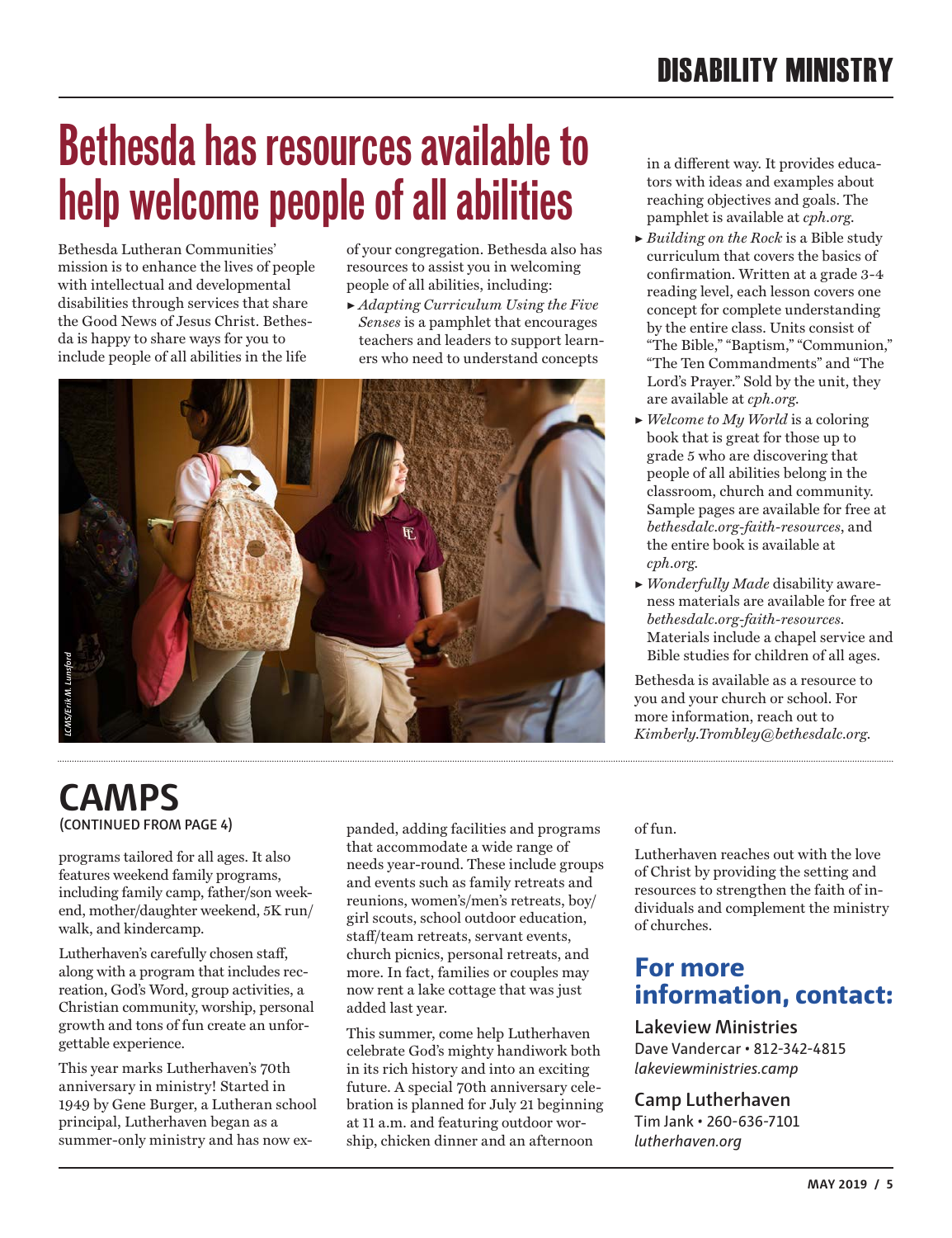# Bethesda has resources available to help welcome people of all abilities

Bethesda Lutheran Communities' mission is to enhance the lives of people with intellectual and developmental disabilities through services that share the Good News of Jesus Christ. Bethesda is happy to share ways for you to include people of all abilities in the life of your congregation. Bethesda also has resources to assist you in welcoming people of all abilities, including:

- *Adapting Curriculum Using the Five Senses* is a pamphlet that encourages teachers and leaders to support learners who need to understand concepts in a different way. It provides educators with ideas and examples about reaching objectives and goals. The pamphlet is available at *cph.org*.
- *Building on the Rock* is a Bible study curriculum that covers the basics of confirmation. Written at a grade 3-4 reading level, each lesson covers one concept for complete understanding by the entire class. Units consist of "The Bible," "Baptism," "Communion," "The Ten Commandments" and "The Lord's Prayer." Sold by the unit, they are available at *cph.org*.
- *Welcome to My World* is a coloring book that is great for those up to grade 5 who are discovering that people of all abilities belong in the classroom, church and community. Sample pages are available for free at *bethesdalc.org-faith-resources*, and the entire book is available at *cph.org*.
- *Wonderfully Made* disability awareness materials are available for free at *bethesdalc.org-faith-resources*. Materials include a chapel service and Bible studies for children of all ages.

Bethesda is available as a resource to you and your church or school. For more information, reach out to *Kimberly.Trombley@bethesdalc.org*.

LCMS/Erik M. Lunsford

# CAMPS

(CONTINUED FROM PAGE 4)

programs tailored for all ages. It also features weekend family programs, including family camp, father/son weekend, mother/daughter weekend, 5K run/walk, and kindercamp.

Lutherhaven's carefully chosen staff, along with a program that includes recreation, God's Word, group activities, a Christian community, worship, personal growth and tons of fun create an unforgettable experience.

This year marks Lutherhaven's 70th anniversary in ministry! Started in 1949 by Gene Burger, a Lutheran school principal, Lutherhaven began as a summer-only ministry and has now expanded, adding facilities and programs that accommodate a wide range of needs year-round. These include groups and events such as family retreats and reunions, women's/men's retreats, boy/girl scouts, school outdoor education, staff/team retreats, servant events, church picnics, personal retreats, and more. In fact, families or couples may now rent a lake cottage that was just added last year.

This summer, come help Lutherhaven celebrate God's mighty handiwork both in its rich history and into an exciting future. A special 70th anniversary celebration is planned for July 21 beginning at 11 a.m. and featuring outdoor worship, chicken dinner and an afternoon of fun.

Lutherhaven reaches out with the love of Christ by providing the setting and resources to strengthen the faith of individuals and complement the ministry of churches.

## For more information, contact:

**Lakeview Ministries**
Dave Vandercar • 812-342-4815
*lakeviewministries.camp*

**Camp Lutherhaven**
Tim Jank • 260-636-7101
*lutherhaven.org*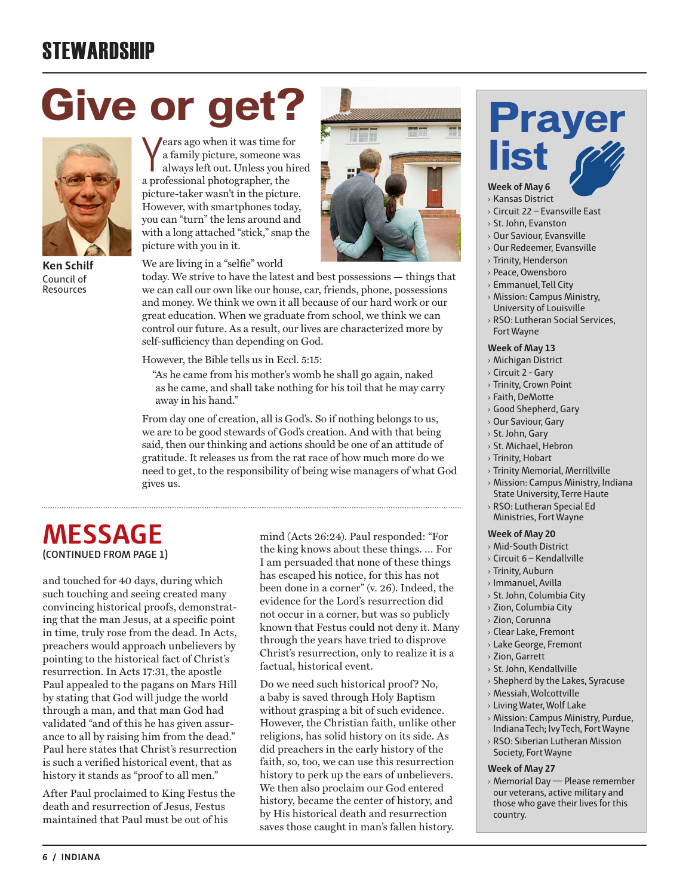## STEWARDSHIP

# Give or get?

**Ken Schilf**
Council of Resources

Years ago when it was time for a family picture, someone was always left out. Unless you hired a professional photographer, the picture-taker wasn't in the picture. However, with smartphones today, you can call "turn" the lens around and with a long attached "stick," snap the picture with you in it.

We are living in a "selfie" world today. We strive to have the latest and best possessions — things that we can call our own like our house, car, friends, phone, possessions and money. We think we own it all because of our hard work or our great education. When we graduate from school, we think we can control our future. As a result, our lives are characterized more by self-sufficiency than depending on God.

However, the Bible tells us in Eccl. 5:15:

> "As he came from his mother's womb he shall go again, naked as he came, and shall take nothing for his toil that he may carry away in his hand."

From day one of creation, all is God's. So if nothing belongs to us, we are to be good stewards of God's creation. And with that being said, then our thinking and actions should be one of an attitude of gratitude. It releases us from the rat race of how much more do we need to get, to the responsibility of being wise managers of what God gives us.

# MESSAGE

(CONTINUED FROM PAGE 1)

and touched for 40 days, during which such touching and seeing created many convincing historical proofs, demonstrating that the man Jesus, at a specific point in time, truly rose from the dead. In Acts, preachers would approach unbelievers by pointing to the historical fact of Christ's resurrection. In Acts 17:31, the apostle Paul appealed to the pagans on Mars Hill by stating that God will judge the world through a man, and that man God had validated "and of this he has given assurance to all by raising him from the dead." Paul here states that Christ's resurrection is such a verified historical event, that as history it stands as "proof to all men."

After Paul proclaimed to King Festus the death and resurrection of Jesus, Festus maintained that Paul must be out of his mind (Acts 26:24). Paul responded: "For the king knows about these things. … For I am persuaded that none of these things has escaped his notice, for this has not been done in a corner" (v. 26). Indeed, the evidence for the Lord's resurrection did not occur in a corner, but was so publicly known that Festus could not deny it. Many through the years have tried to disprove Christ's resurrection, only to realize it is a factual, historical event.

Do we need such historical proof? No, a baby is saved through Holy Baptism without grasping a bit of such evidence. However, the Christian faith, unlike other religions, has solid history on its side. As did preachers in the early history of the faith, so, too, we can use this resurrection history to perk up the ears of unbelievers. We then also proclaim our God entered history, became the center of history, and by His historical death and resurrection saves those caught in man's fallen history.

# Prayer list

**Week of May 6**
- Kansas District
- Circuit 22 – Evansville East
- St. John, Evanston
- Our Saviour, Evansville
- Our Redeemer, Evansville
- Trinity, Henderson
- Peace, Owensboro
- Emmanuel, Tell City
- Mission: Campus Ministry, University of Louisville
- RSO: Lutheran Social Services, Fort Wayne

**Week of May 13**
- Michigan District
- Circuit 2 - Gary
- Trinity, Crown Point
- Faith, DeMotte
- Good Shepherd, Gary
- Our Saviour, Gary
- St. John, Gary
- St. Michael, Hebron
- Trinity, Hobart
- Trinity Memorial, Merrillville
- Mission: Campus Ministry, Indiana State University, Terre Haute
- RSO: Lutheran Special Ed Ministries, Fort Wayne

**Week of May 20**
- Mid-South District
- Circuit 6 – Kendallville
- Trinity, Auburn
- Immanuel, Avilla
- St. John, Columbia City
- Zion, Columbia City
- Zion, Corunna
- Clear Lake, Fremont
- Lake George, Fremont
- Zion, Garrett
- St. John, Kendallville
- Shepherd by the Lakes, Syracuse
- Messiah, Wolcottville
- Living Water, Wolf Lake
- Mission: Campus Ministry, Purdue, Indiana Tech; Ivy Tech, Fort Wayne
- RSO: Siberian Lutheran Mission Society, Fort Wayne

**Week of May 27**
- Memorial Day — Please remember our veterans, active military and those who gave their lives for this country.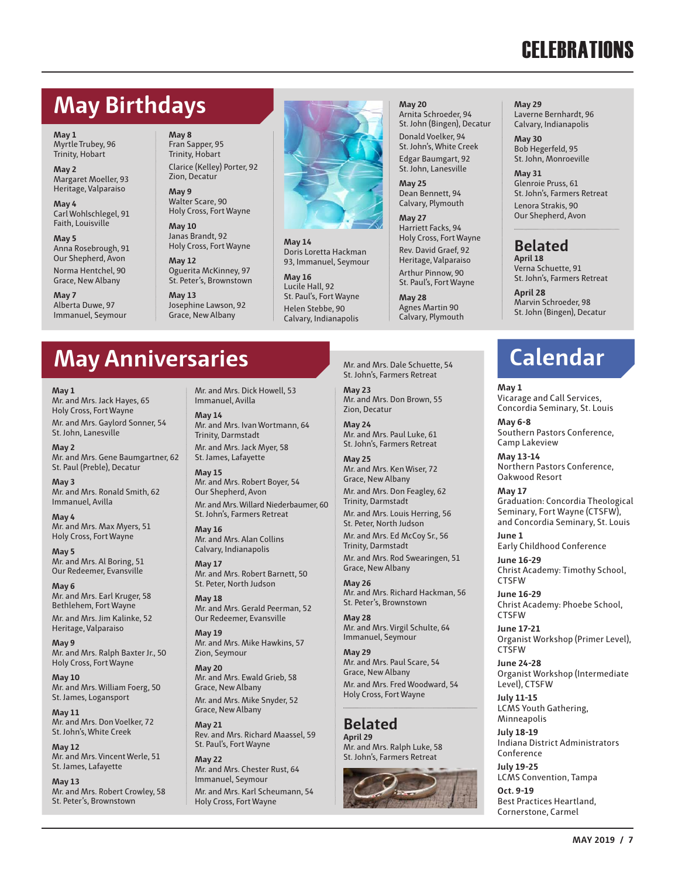# CELEBRATIONS

## May Birthdays

**May 1**
Myrtle Trubey, 96
Trinity, Hobart

**May 2**
Margaret Moeller, 93
Heritage, Valparaiso

**May 4**
Carl Wohlschlegel, 91
Faith, Louisville

**May 5**
Anna Rosebrough, 91
Our Shepherd, Avon

Norma Hentchel, 90
Grace, New Albany

**May 7**
Alberta Duwe, 97
Immanuel, Seymour

**May 8**
Fran Sapper, 95
Trinity, Hobart

Clarice (Kelley) Porter, 92
Zion, Decatur

**May 9**
Walter Scare, 90
Holy Cross, Fort Wayne

**May 10**
Janas Brandt, 92
Holy Cross, Fort Wayne

**May 12**
Oguerita McKinney, 97
St. Peter's, Brownstown

**May 13**
Josephine Lawson, 92
Grace, New Albany

**May 14**
Doris Loretta Hackman
93, Immanuel, Seymour

**May 16**
Lucile Hall, 92
St. Paul's, Fort Wayne

Helen Stebbe, 90
Calvary, Indianapolis

**May 20**
Arnita Schroeder, 94
St. John (Bingen), Decatur

Donald Voelker, 94
St. John's, White Creek

Edgar Baumgart, 92
St. John, Lanesville

**May 25**
Dean Bennett, 94
Calvary, Plymouth

**May 27**
Harriett Facks, 94
Holy Cross, Fort Wayne

Rev. David Graef, 92
Heritage, Valparaiso

Arthur Pinnow, 90
St. Paul's, Fort Wayne

**May 28**
Agnes Martin 90
Calvary, Plymouth

**May 29**
Laverne Bernhardt, 96
Calvary, Indianapolis

**May 30**
Bob Hegerfeld, 95
St. John, Monroeville

**May 31**
Glenroie Pruss, 61
St. John's, Farmers Retreat

Lenora Strakis, 90
Our Shepherd, Avon

### Belated

**April 18**
Verna Schuette, 91
St. John's, Farmers Retreat

**April 28**
Marvin Schroeder, 98
St. John (Bingen), Decatur

## May Anniversaries

**May 1**
Mr. and Mrs. Jack Hayes, 65
Holy Cross, Fort Wayne

Mr. and Mrs. Gaylord Sonner, 54
St. John, Lanesville

**May 2**
Mr. and Mrs. Gene Baumgartner, 62
St. Paul (Preble), Decatur

**May 3**
Mr. and Mrs. Ronald Smith, 62
Immanuel, Avilla

**May 4**
Mr. and Mrs. Max Myers, 51
Holy Cross, Fort Wayne

**May 5**
Mr. and Mrs. Al Boring, 51
Our Redeemer, Evansville

**May 6**
Mr. and Mrs. Earl Kruger, 58
Bethlehem, Fort Wayne

Mr. and Mrs. Jim Kalinke, 52
Heritage, Valparaiso

**May 9**
Mr. and Mrs. Ralph Baxter Jr., 50
Holy Cross, Fort Wayne

**May 10**
Mr. and Mrs. William Foerg, 50
St. James, Logansport

**May 11**
Mr. and Mrs. Don Voelker, 72
St. John's, White Creek

**May 12**
Mr. and Mrs. Vincent Werle, 51
St. James, Lafayette

**May 13**
Mr. and Mrs. Robert Crowley, 58
St. Peter's, Brownstown

Mr. and Mrs. Dick Howell, 53
Immanuel, Avilla

**May 14**
Mr. and Mrs. Ivan Wortmann, 64
Trinity, Darmstadt

Mr. and Mrs. Jack Myer, 58
St. James, Lafayette

**May 15**
Mr. and Mrs. Robert Boyer, 54
Our Shepherd, Avon

Mr. and Mrs. Willard Niederbaumer, 60
St. John's, Farmers Retreat

**May 16**
Mr. and Mrs. Alan Collins
Calvary, Indianapolis

**May 17**
Mr. and Mrs. Robert Barnett, 50
St. Peter, North Judson

**May 18**
Mr. and Mrs. Gerald Peerman, 52
Our Redeemer, Evansville

**May 19**
Mr. and Mrs. Mike Hawkins, 57
Zion, Seymour

**May 20**
Mr. and Mrs. Ewald Grieb, 58
Grace, New Albany

Mr. and Mrs. Mike Snyder, 52
Grace, New Albany

**May 21**
Rev. and Mrs. Richard Maassel, 59
St. Paul's, Fort Wayne

**May 22**
Mr. and Mrs. Chester Rust, 64
Immanuel, Seymour

Mr. and Mrs. Karl Scheumann, 54
Holy Cross, Fort Wayne

Mr. and Mrs. Dale Schuette, 54
St. John's, Farmers Retreat

**May 23**
Mr. and Mrs. Don Brown, 55
Zion, Decatur

**May 24**
Mr. and Mrs. Paul Luke, 61
St. John's, Farmers Retreat

**May 25**
Mr. and Mrs. Ken Wiser, 72
Grace, New Albany

Mr. and Mrs. Don Feagley, 62
Trinity, Darmstadt

Mr. and Mrs. Louis Herring, 56
St. Peter, North Judson

Mr. and Mrs. Ed McCoy Sr., 56
Trinity, Darmstadt

Mr. and Mrs. Rod Swearingen, 51
Grace, New Albany

**May 26**
Mr. and Mrs. Richard Hackman, 56
St. Peter's, Brownstown

**May 28**
Mr. and Mrs. Virgil Schulte, 64
Immanuel, Seymour

**May 29**
Mr. and Mrs. Paul Scare, 54
Grace, New Albany

Mr. and Mrs. Fred Woodward, 54
Holy Cross, Fort Wayne

### Belated

**April 29**
Mr. and Mrs. Ralph Luke, 58
St. John's, Farmers Retreat

## Calendar

**May 1**
Vicarage and Call Services, Concordia Seminary, St. Louis

**May 6-8**
Southern Pastors Conference, Camp Lakeview

**May 13-14**
Northern Pastors Conference, Oakwood Resort

**May 17**
Graduation: Concordia Theological Seminary, Fort Wayne (CTSFW), and Concordia Seminary, St. Louis

**June 1**
Early Childhood Conference

**June 16-29**
Christ Academy: Timothy School, CTSFW

**June 16-29**
Christ Academy: Phoebe School, CTSFW

**June 17-21**
Organist Workshop (Primer Level), CTSFW

**June 24-28**
Organist Workshop (Intermediate Level), CTSFW

**July 11-15**
LCMS Youth Gathering, Minneapolis

**July 18-19**
Indiana District Administrators Conference

**July 19-25**
LCMS Convention, Tampa

**Oct. 9-19**
Best Practices Heartland, Cornerstone, Carmel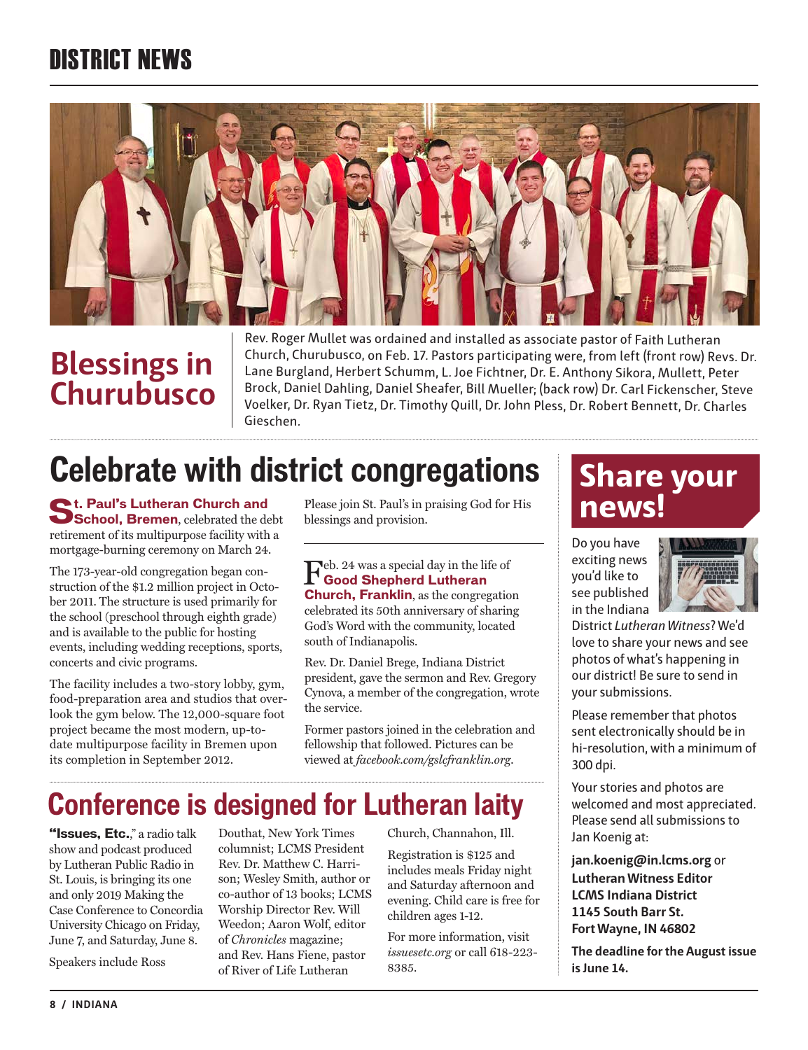# DISTRICT NEWS

## Blessings in Churubusco

Rev. Roger Mullet was ordained and installed as associate pastor of Faith Lutheran Church, Churubusco, on Feb. 17. Pastors participating were, from left (front row) Revs. Dr. Lane Burgland, Herbert Schumm, L. Joe Fichtner, Dr. E. Anthony Sikora, Mullett, Peter Brock, Daniel Dahling, Daniel Sheafer, Bill Mueller; (back row) Dr. Carl Fickenscher, Steve Voelker, Dr. Ryan Tietz, Dr. Timothy Quill, Dr. John Pless, Dr. Robert Bennett, Dr. Charles Gieschen.

## Celebrate with district congregations

**St. Paul's Lutheran Church and School, Bremen**, celebrated the debt retirement of its multipurpose facility with a mortgage-burning ceremony on March 24.

The 173-year-old congregation began construction of the $1.2 million project in October 2011. The structure is used primarily for the school (preschool through eighth grade) and is available to the public for hosting events, including wedding receptions, sports, concerts and civic programs.

The facility includes a two-story lobby, gym, food-preparation area and studios that overlook the gym below. The 12,000-square foot project became the most modern, up-to-date multipurpose facility in Bremen upon its completion in September 2012.

Please join St. Paul's in praising God for His blessings and provision.

Feb. 24 was a special day in the life of **Good Shepherd Lutheran Church, Franklin**, as the congregation celebrated its 50th anniversary of sharing God's Word with the community, located south of Indianapolis.

Rev. Dr. Daniel Brege, Indiana District president, gave the sermon and Rev. Gregory Cynova, a member of the congregation, wrote the service.

Former pastors joined in the celebration and fellowship that followed. Pictures can be viewed at *facebook.com/gslcfranklin.org*.

## Conference is designed for Lutheran laity

**"Issues, Etc.**," a radio talk show and podcast produced by Lutheran Public Radio in St. Louis, is bringing its one and only 2019 Making the Case Conference to Concordia University Chicago on Friday, June 7, and Saturday, June 8.

Speakers include Ross Douthat, New York Times columnist; LCMS President Rev. Dr. Matthew C. Harrison; Wesley Smith, author or co-author of 13 books; LCMS Worship Director Rev. Will Weedon; Aaron Wolf, editor of *Chronicles* magazine; and Rev. Hans Fiene, pastor of River of Life Lutheran Church, Channahon, Ill.

Registration is $125 and includes meals Friday night and Saturday afternoon and evening. Child care is free for children ages 1-12.

For more information, visit *issuesetc.org* or call 618-223-8385.

## Share your news!

Do you have exciting news you'd like to see published in the Indiana District *Lutheran Witness*? We'd love to share your news and see photos of what's happening in our district! Be sure to send in your submissions.

Please remember that photos sent electronically should be in hi-resolution, with a minimum of 300 dpi.

Your stories and photos are welcomed and most appreciated. Please send all submissions to Jan Koenig at:

**jan.koenig@in.lcms.org** or
**Lutheran Witness Editor**
**LCMS Indiana District**
**1145 South Barr St.**
**Fort Wayne, IN 46802**

**The deadline for the August issue is June 14.**